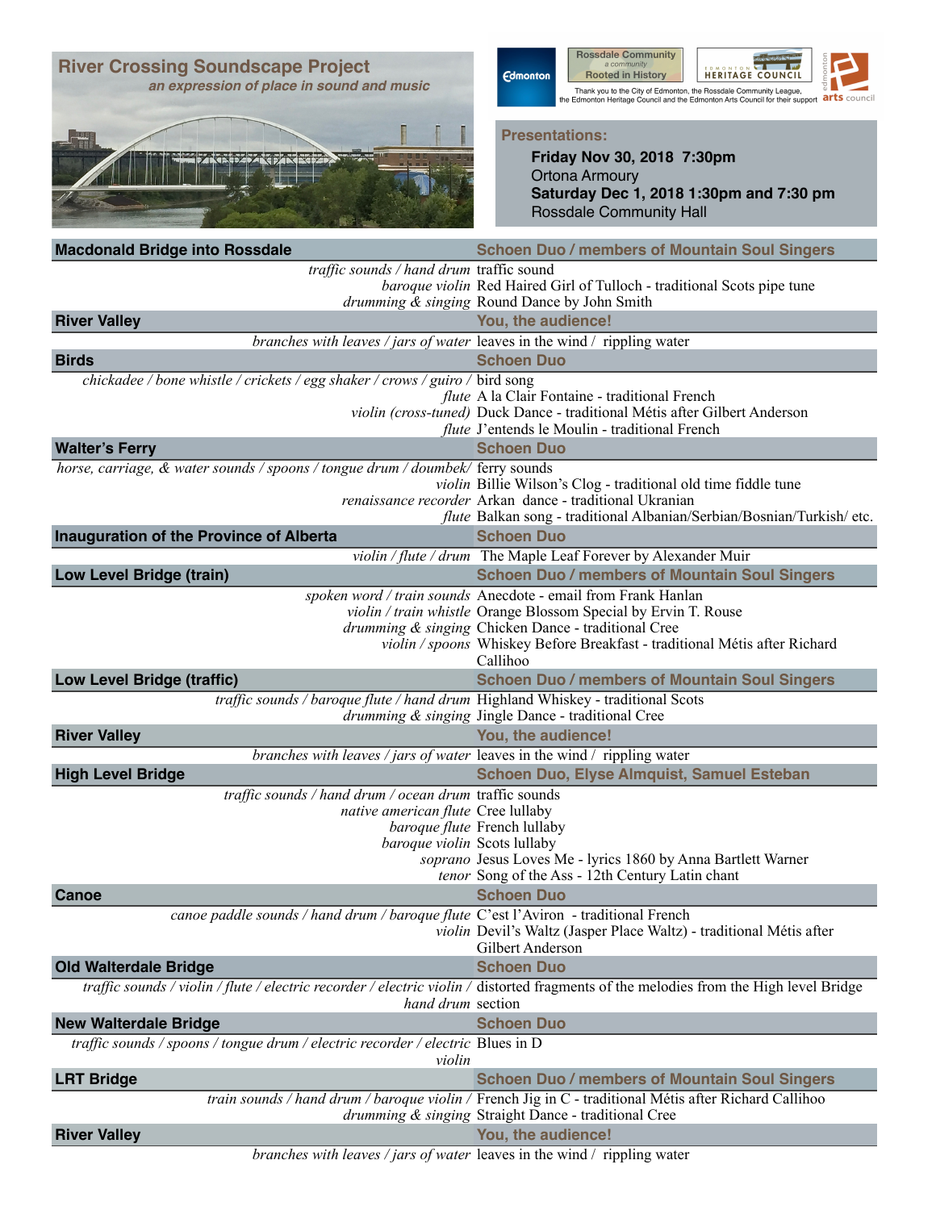# River Crossing Soundscape Project

*an expression of place in sound and music*

Rossdale Community — a community Rooted in History

Edmonton Heritage Council

Thank you to the City of Edmonton, the Rossdale Community League, the Edmonton Heritage Council and the Edmonton Arts Council for their support

**Presentations:**

**Friday Nov 30, 2018 7:30pm**
Ortona Armoury
**Saturday Dec 1, 2018 1:30pm and 7:30 pm**
Rossdale Community Hall

| **Macdonald Bridge into Rossdale** | **Schoen Duo / members of Mountain Soul Singers** |
|---|---|
| *traffic sounds / hand drum* | traffic sound |
| *baroque violin* | Red Haired Girl of Tulloch - traditional Scots pipe tune |
| *drumming & singing* | Round Dance by John Smith |
| **River Valley** | **You, the audience!** |
| *branches with leaves / jars of water* | leaves in the wind / rippling water |
| **Birds** | **Schoen Duo** |
| *chickadee / bone whistle / crickets / egg shaker / crows / guiro /* | bird song |
| *flute* | A la Clair Fontaine - traditional French |
| *violin (cross-tuned)* | Duck Dance - traditional Métis after Gilbert Anderson |
| *flute* | J'entends le Moulin - traditional French |
| **Walter's Ferry** | **Schoen Duo** |
| *horse, carriage, & water sounds / spoons / tongue drum / doumbek/* | ferry sounds |
| *violin* | Billie Wilson's Clog - traditional old time fiddle tune |
| *renaissance recorder* | Arkan dance - traditional Ukranian |
| *flute* | Balkan song - traditional Albanian/Serbian/Bosnian/Turkish/ etc. |
| **Inauguration of the Province of Alberta** | **Schoen Duo** |
| *violin / flute / drum* | The Maple Leaf Forever by Alexander Muir |
| **Low Level Bridge (train)** | **Schoen Duo / members of Mountain Soul Singers** |
| *spoken word / train sounds* | Anecdote - email from Frank Hanlan |
| *violin / train whistle* | Orange Blossom Special by Ervin T. Rouse |
| *drumming & singing* | Chicken Dance - traditional Cree |
| *violin / spoons* | Whiskey Before Breakfast - traditional Métis after Richard Callihoo |
| **Low Level Bridge (traffic)** | **Schoen Duo / members of Mountain Soul Singers** |
| *traffic sounds / baroque flute / hand drum* | Highland Whiskey - traditional Scots |
| *drumming & singing* | Jingle Dance - traditional Cree |
| **River Valley** | **You, the audience!** |
| *branches with leaves / jars of water* | leaves in the wind / rippling water |
| **High Level Bridge** | **Schoen Duo, Elyse Almquist, Samuel Esteban** |
| *traffic sounds / hand drum / ocean drum* | traffic sounds |
| *native american flute* | Cree lullaby |
| *baroque flute* | French lullaby |
| *baroque violin* | Scots lullaby |
| *soprano* | Jesus Loves Me - lyrics 1860 by Anna Bartlett Warner |
| *tenor* | Song of the Ass - 12th Century Latin chant |
| **Canoe** | **Schoen Duo** |
| *canoe paddle sounds / hand drum / baroque flute* | C'est l'Aviron - traditional French |
| *violin* | Devil's Waltz (Jasper Place Waltz) - traditional Métis after Gilbert Anderson |
| **Old Walterdale Bridge** | **Schoen Duo** |
| *traffic sounds / violin / flute / electric recorder / electric violin / hand drum* | distorted fragments of the melodies from the High level Bridge section |
| **New Walterdale Bridge** | **Schoen Duo** |
| *traffic sounds / spoons / tongue drum / electric recorder / electric violin* | Blues in D |
| **LRT Bridge** | **Schoen Duo / members of Mountain Soul Singers** |
| *train sounds / hand drum / baroque violin /* | French Jig in C - traditional Métis after Richard Callihoo |
| *drumming & singing* | Straight Dance - traditional Cree |
| **River Valley** | **You, the audience!** |
| *branches with leaves / jars of water* | leaves in the wind / rippling water |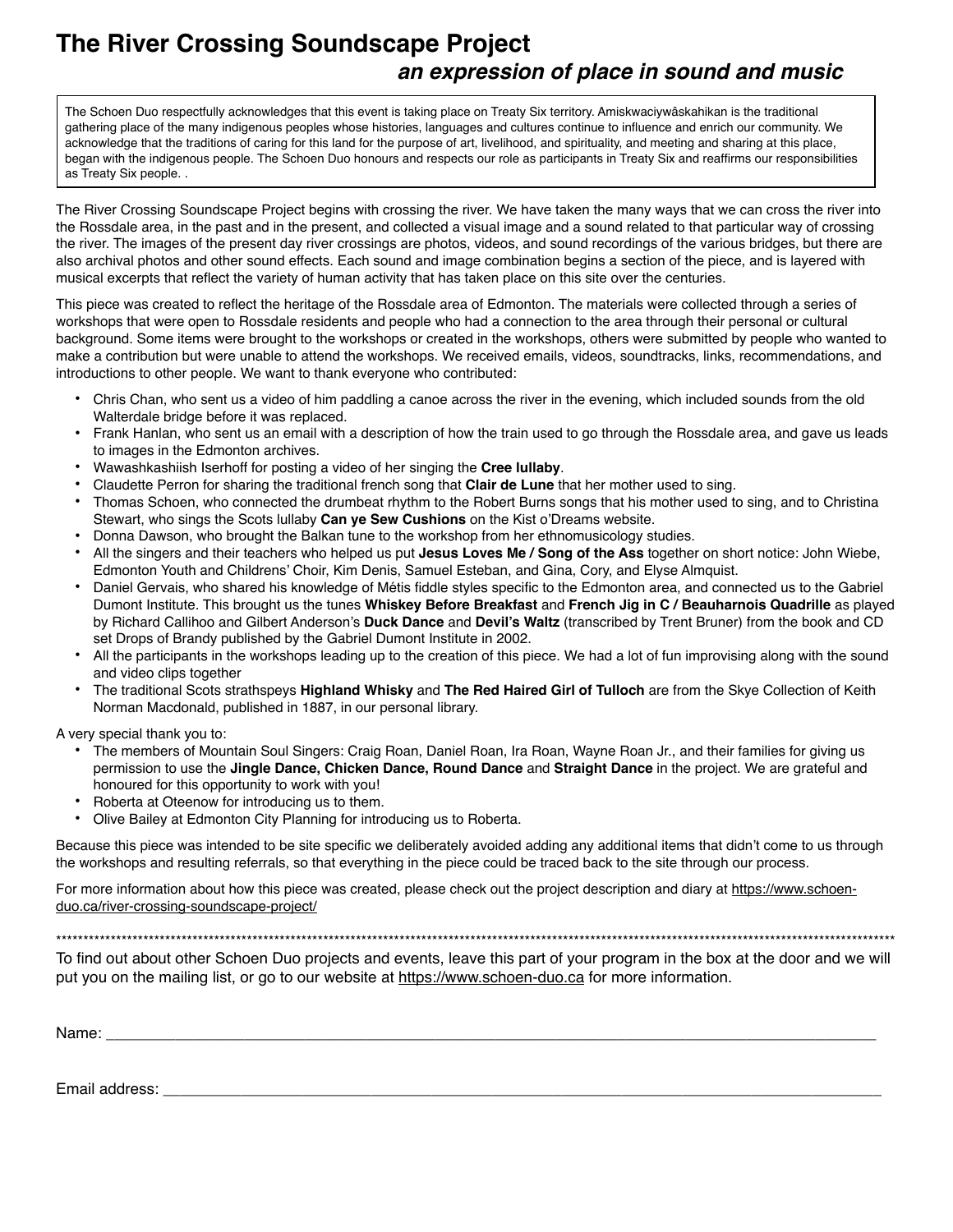# The River Crossing Soundscape Project

***an expression of place in sound and music***

The Schoen Duo respectfully acknowledges that this event is taking place on Treaty Six territory. Amiskwaciywâskahikan is the traditional gathering place of the many indigenous peoples whose histories, languages and cultures continue to influence and enrich our community. We acknowledge that the traditions of caring for this land for the purpose of art, livelihood, and spirituality, and meeting and sharing at this place, began with the indigenous people. The Schoen Duo honours and respects our role as participants in Treaty Six and reaffirms our responsibilities as Treaty Six people. .

The River Crossing Soundscape Project begins with crossing the river. We have taken the many ways that we can cross the river into the Rossdale area, in the past and in the present, and collected a visual image and a sound related to that particular way of crossing the river. The images of the present day river crossings are photos, videos, and sound recordings of the various bridges, but there are also archival photos and other sound effects. Each sound and image combination begins a section of the piece, and is layered with musical excerpts that reflect the variety of human activity that has taken place on this site over the centuries.

This piece was created to reflect the heritage of the Rossdale area of Edmonton. The materials were collected through a series of workshops that were open to Rossdale residents and people who had a connection to the area through their personal or cultural background. Some items were brought to the workshops or created in the workshops, others were submitted by people who wanted to make a contribution but were unable to attend the workshops. We received emails, videos, soundtracks, links, recommendations, and introductions to other people. We want to thank everyone who contributed:

- Chris Chan, who sent us a video of him paddling a canoe across the river in the evening, which included sounds from the old Walterdale bridge before it was replaced.
- Frank Hanlan, who sent us an email with a description of how the train used to go through the Rossdale area, and gave us leads to images in the Edmonton archives.
- Wawashkashiish Iserhoff for posting a video of her singing the **Cree lullaby**.
- Claudette Perron for sharing the traditional french song that **Clair de Lune** that her mother used to sing.
- Thomas Schoen, who connected the drumbeat rhythm to the Robert Burns songs that his mother used to sing, and to Christina Stewart, who sings the Scots lullaby **Can ye Sew Cushions** on the Kist o'Dreams website.
- Donna Dawson, who brought the Balkan tune to the workshop from her ethnomusicology studies.
- All the singers and their teachers who helped us put **Jesus Loves Me / Song of the Ass** together on short notice: John Wiebe, Edmonton Youth and Childrens' Choir, Kim Denis, Samuel Esteban, and Gina, Cory, and Elyse Almquist.
- Daniel Gervais, who shared his knowledge of Métis fiddle styles specific to the Edmonton area, and connected us to the Gabriel Dumont Institute. This brought us the tunes **Whiskey Before Breakfast** and **French Jig in C / Beauharnois Quadrille** as played by Richard Callihoo and Gilbert Anderson's **Duck Dance** and **Devil's Waltz** (transcribed by Trent Bruner) from the book and CD set Drops of Brandy published by the Gabriel Dumont Institute in 2002.
- All the participants in the workshops leading up to the creation of this piece. We had a lot of fun improvising along with the sound and video clips together
- The traditional Scots strathspeys **Highland Whisky** and **The Red Haired Girl of Tulloch** are from the Skye Collection of Keith Norman Macdonald, published in 1887, in our personal library.

A very special thank you to:

- The members of Mountain Soul Singers: Craig Roan, Daniel Roan, Ira Roan, Wayne Roan Jr., and their families for giving us permission to use the **Jingle Dance, Chicken Dance, Round Dance** and **Straight Dance** in the project. We are grateful and honoured for this opportunity to work with you!
- Roberta at Oteenow for introducing us to them.
- Olive Bailey at Edmonton City Planning for introducing us to Roberta.

Because this piece was intended to be site specific we deliberately avoided adding any additional items that didn't come to us through the workshops and resulting referrals, so that everything in the piece could be traced back to the site through our process.

For more information about how this piece was created, please check out the project description and diary at https://www.schoen-duo.ca/river-crossing-soundscape-project/

******************************************************************************************************************

To find out about other Schoen Duo projects and events, leave this part of your program in the box at the door and we will put you on the mailing list, or go to our website at https://www.schoen-duo.ca for more information.

Name: ______________________________________________________________________

Email address: ________________________________________________________________